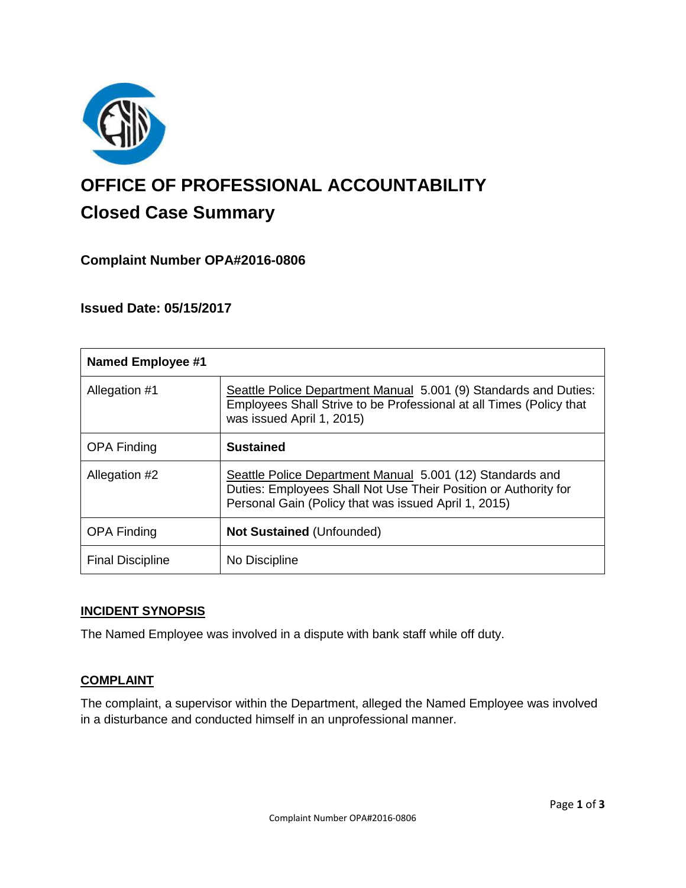# OFFICE OF PROFESSIONAL ACCOUNTABILITY

## Closed Case Summary

### Complaint Number OPA#2016-0806

### Issued Date: 05/15/2017

| Named Employee #1 | |
|---|---|
| Allegation #1 | Seattle Police Department Manual 5.001 (9) Standards and Duties: Employees Shall Strive to be Professional at all Times (Policy that was issued April 1, 2015) |
| OPA Finding | **Sustained** |
| Allegation #2 | Seattle Police Department Manual 5.001 (12) Standards and Duties: Employees Shall Not Use Their Position or Authority for Personal Gain (Policy that was issued April 1, 2015) |
| OPA Finding | **Not Sustained** (Unfounded) |
| Final Discipline | No Discipline |

**INCIDENT SYNOPSIS**

The Named Employee was involved in a dispute with bank staff while off duty.

**COMPLAINT**

The complaint, a supervisor within the Department, alleged the Named Employee was involved in a disturbance and conducted himself in an unprofessional manner.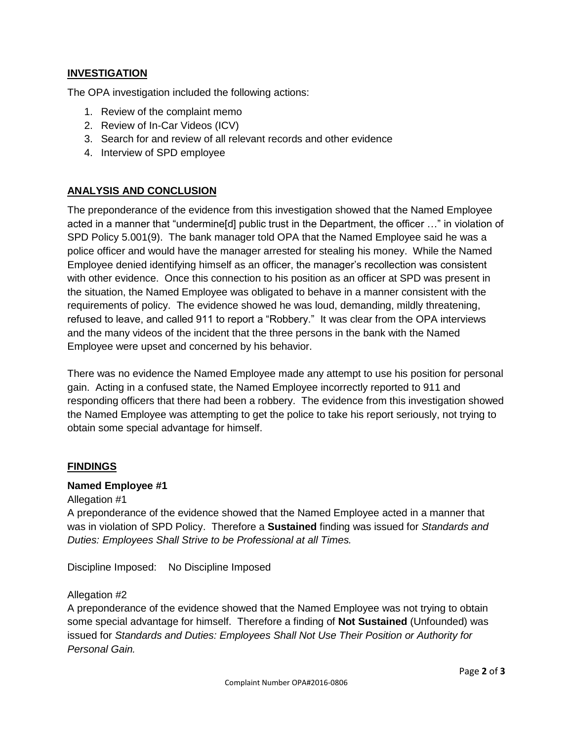## INVESTIGATION

The OPA investigation included the following actions:

1. Review of the complaint memo
2. Review of In-Car Videos (ICV)
3. Search for and review of all relevant records and other evidence
4. Interview of SPD employee

## ANALYSIS AND CONCLUSION

The preponderance of the evidence from this investigation showed that the Named Employee acted in a manner that "undermine[d] public trust in the Department, the officer …" in violation of SPD Policy 5.001(9). The bank manager told OPA that the Named Employee said he was a police officer and would have the manager arrested for stealing his money. While the Named Employee denied identifying himself as an officer, the manager's recollection was consistent with other evidence. Once this connection to his position as an officer at SPD was present in the situation, the Named Employee was obligated to behave in a manner consistent with the requirements of policy. The evidence showed he was loud, demanding, mildly threatening, refused to leave, and called 911 to report a "Robbery." It was clear from the OPA interviews and the many videos of the incident that the three persons in the bank with the Named Employee were upset and concerned by his behavior.

There was no evidence the Named Employee made any attempt to use his position for personal gain. Acting in a confused state, the Named Employee incorrectly reported to 911 and responding officers that there had been a robbery. The evidence from this investigation showed the Named Employee was attempting to get the police to take his report seriously, not trying to obtain some special advantage for himself.

## FINDINGS

### Named Employee #1

Allegation #1

A preponderance of the evidence showed that the Named Employee acted in a manner that was in violation of SPD Policy. Therefore a **Sustained** finding was issued for *Standards and Duties: Employees Shall Strive to be Professional at all Times.*

Discipline Imposed: No Discipline Imposed

Allegation #2

A preponderance of the evidence showed that the Named Employee was not trying to obtain some special advantage for himself. Therefore a finding of **Not Sustained** (Unfounded) was issued for *Standards and Duties: Employees Shall Not Use Their Position or Authority for Personal Gain.*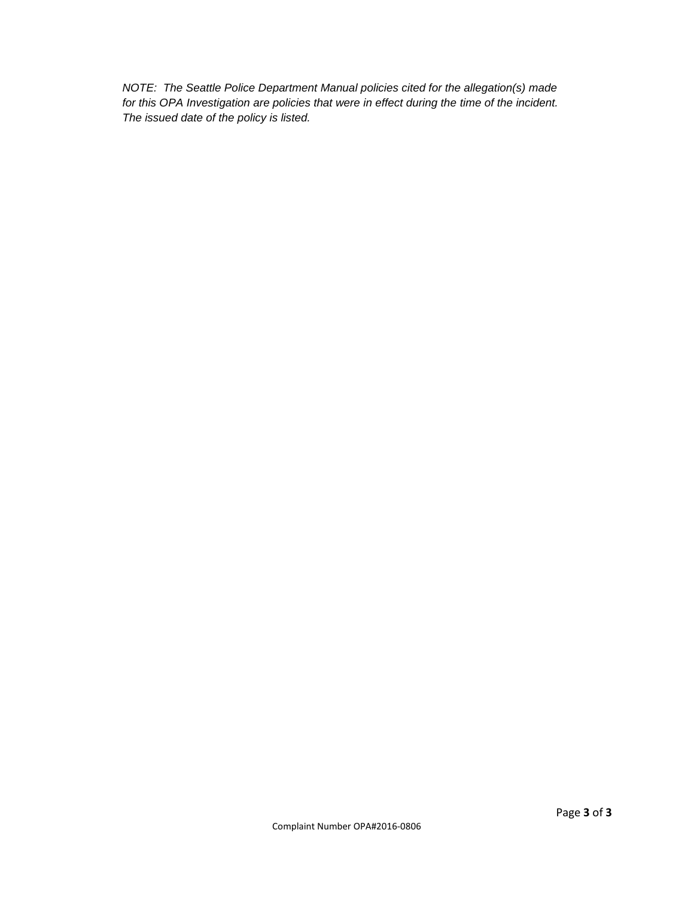*NOTE: The Seattle Police Department Manual policies cited for the allegation(s) made for this OPA Investigation are policies that were in effect during the time of the incident. The issued date of the policy is listed.*